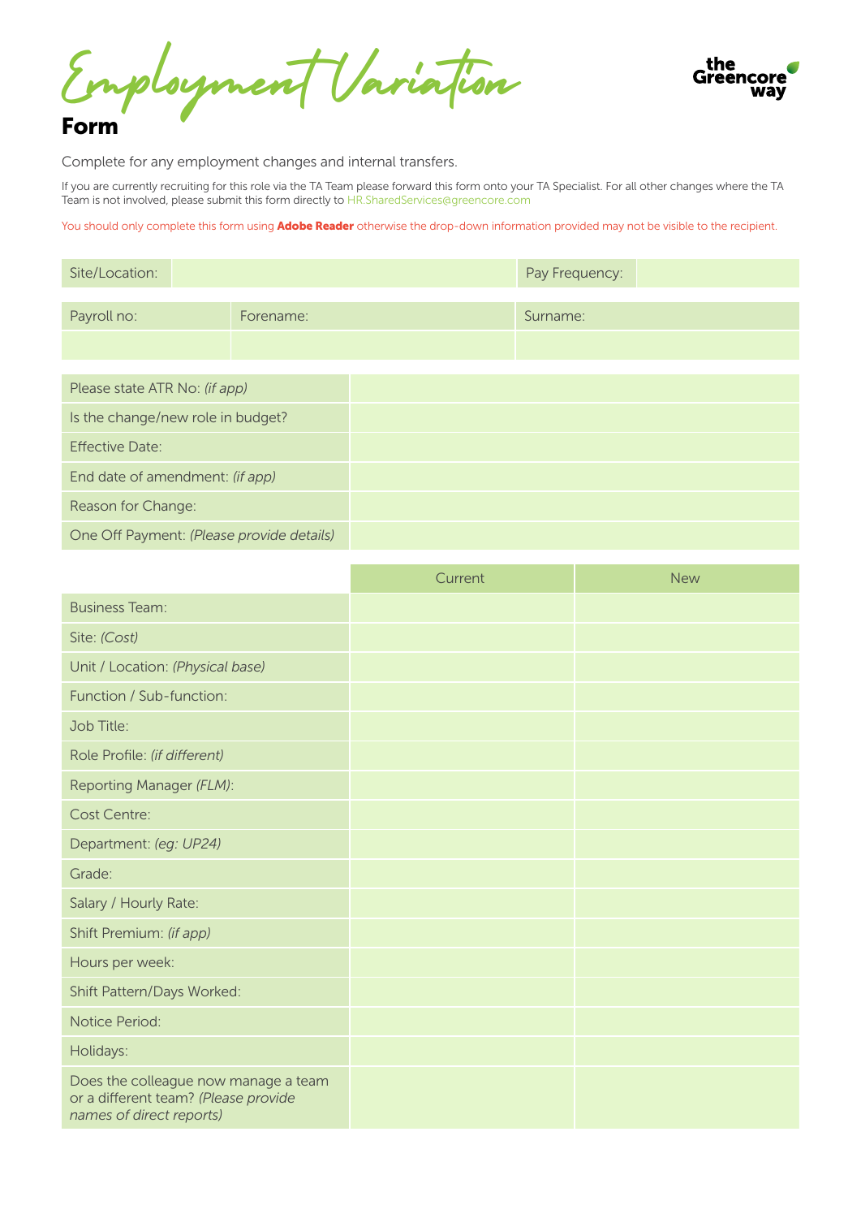# Employment Variation Form

the Greencore way

Complete for any employment changes and internal transfers.

If you are currently recruiting for this role via the TA Team please forward this form onto your TA Specialist. For all other changes where the TA Team is not involved, please submit this form directly to HR.SharedServices@greencore.com

You should only complete this form using **Adobe Reader** otherwise the drop-down information provided may not be visible to the recipient.

| Site/Location: | | Pay Frequency: | |
|---|---|---|---|

| Payroll no: | Forename: | Surname: |
|---|---|---|
| | | |

| | |
|---|---|
| Please state ATR No: *(if app)* | |
| Is the change/new role in budget? | |
| Effective Date: | |
| End date of amendment: *(if app)* | |
| Reason for Change: | |
| One Off Payment: *(Please provide details)* | |

| | Current | New |
|---|---|---|
| Business Team: | | |
| Site: *(Cost)* | | |
| Unit / Location: *(Physical base)* | | |
| Function / Sub-function: | | |
| Job Title: | | |
| Role Profile: *(if different)* | | |
| Reporting Manager *(FLM)*: | | |
| Cost Centre: | | |
| Department: *(eg: UP24)* | | |
| Grade: | | |
| Salary / Hourly Rate: | | |
| Shift Premium: *(if app)* | | |
| Hours per week: | | |
| Shift Pattern/Days Worked: | | |
| Notice Period: | | |
| Holidays: | | |
| Does the colleague now manage a team or a different team? *(Please provide names of direct reports)* | | |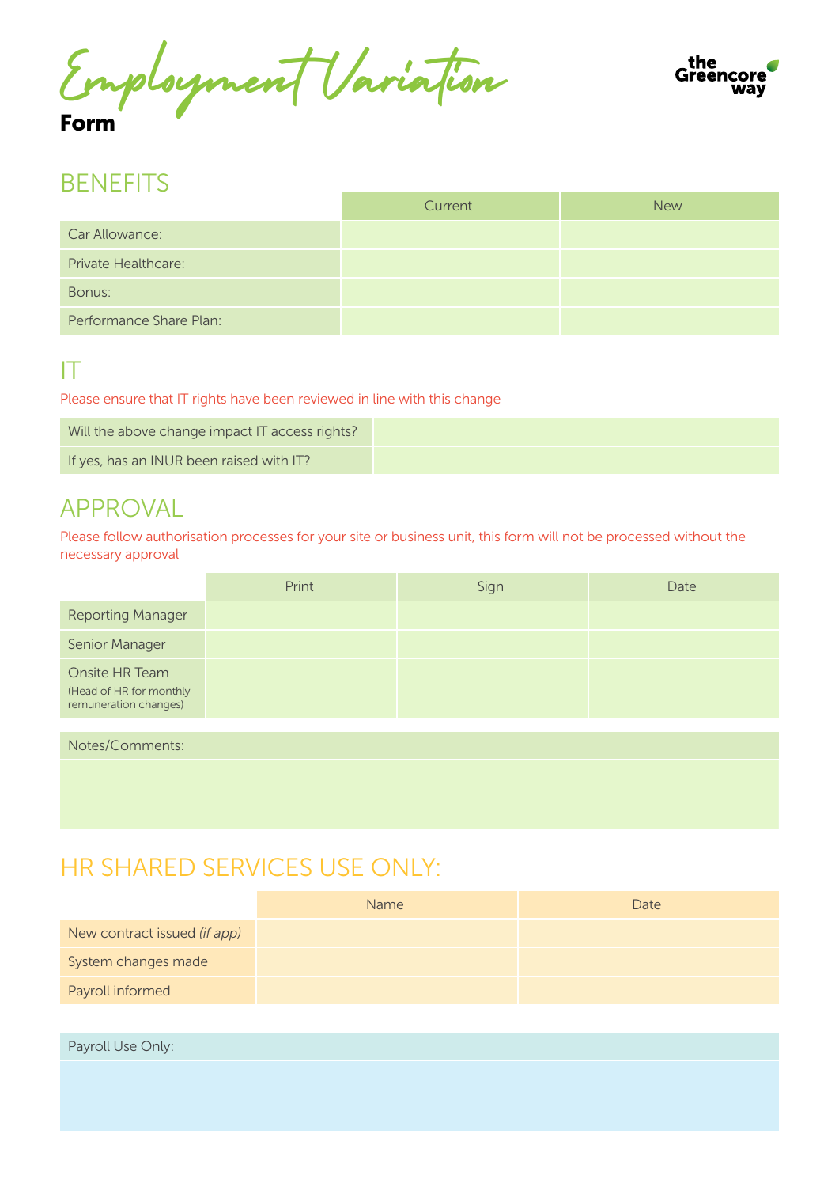# Employment Variation

**Form**

## BENEFITS

| | Current | New |
|---|---|---|
| Car Allowance: | | |
| Private Healthcare: | | |
| Bonus: | | |
| Performance Share Plan: | | |

## IT

Please ensure that IT rights have been reviewed in line with this change

| | |
|---|---|
| Will the above change impact IT access rights? | |
| If yes, has an INUR been raised with IT? | |

## APPROVAL

Please follow authorisation processes for your site or business unit, this form will not be processed without the necessary approval

| | Print | Sign | Date |
|---|---|---|---|
| Reporting Manager | | | |
| Senior Manager | | | |
| Onsite HR Team (Head of HR for monthly remuneration changes) | | | |

| Notes/Comments: |
|---|
| |

## HR SHARED SERVICES USE ONLY:

| | Name | Date |
|---|---|---|
| New contract issued *(if app)* | | |
| System changes made | | |
| Payroll informed | | |

| Payroll Use Only: |
|---|
| |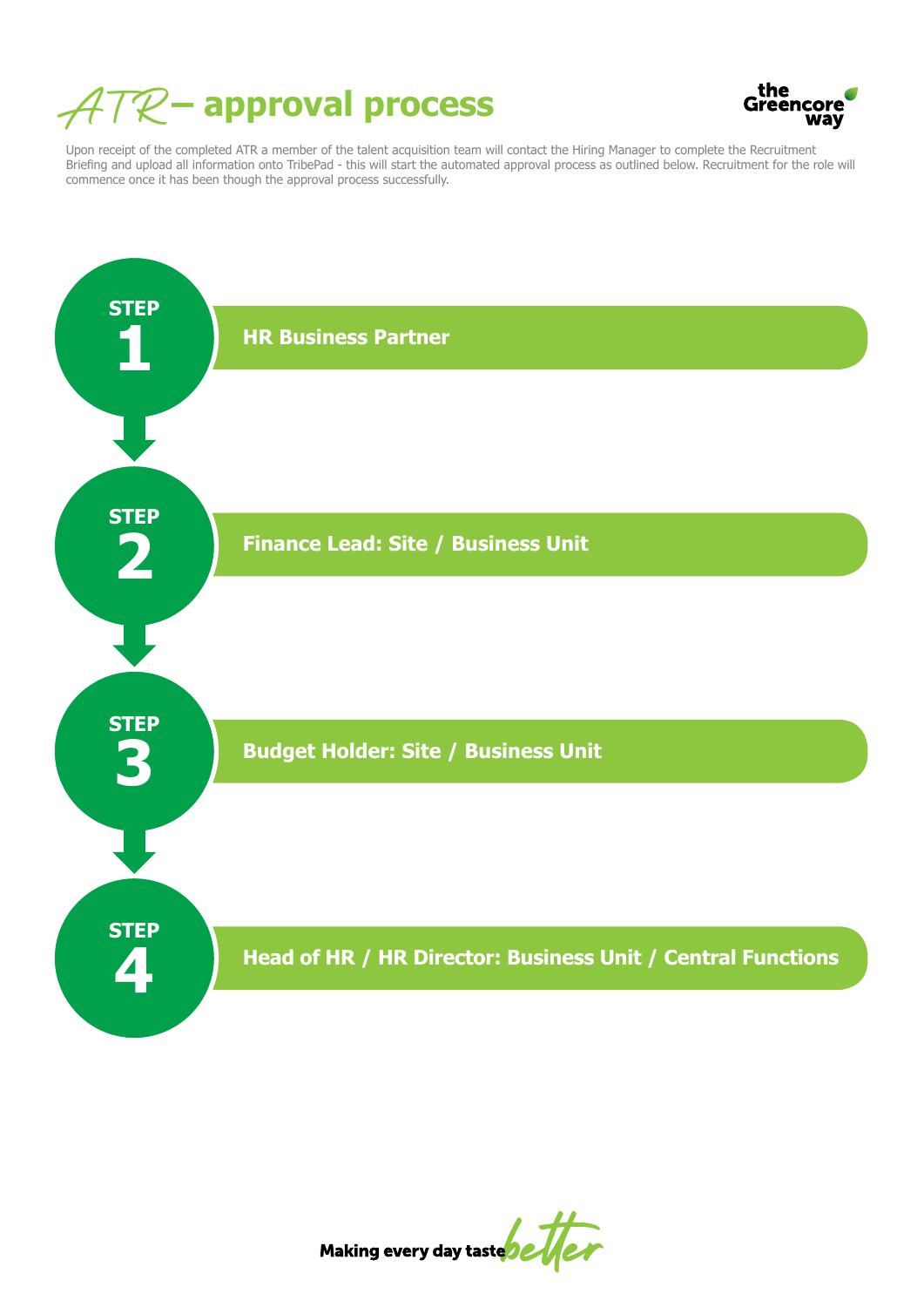# ATR – approval process

the Greencore way

Upon receipt of the completed ATR a member of the talent acquisition team will contact the Hiring Manager to complete the Recruitment Briefing and upload all information onto TribePad - this will start the automated approval process as outlined below. Recruitment for the role will commence once it has been though the approval process successfully.

**STEP 1** – **HR Business Partner**

**STEP 2** – **Finance Lead: Site / Business Unit**

**STEP 3** – **Budget Holder: Site / Business Unit**

**STEP 4** – **Head of HR / HR Director: Business Unit / Central Functions**

Making every day taste *better*